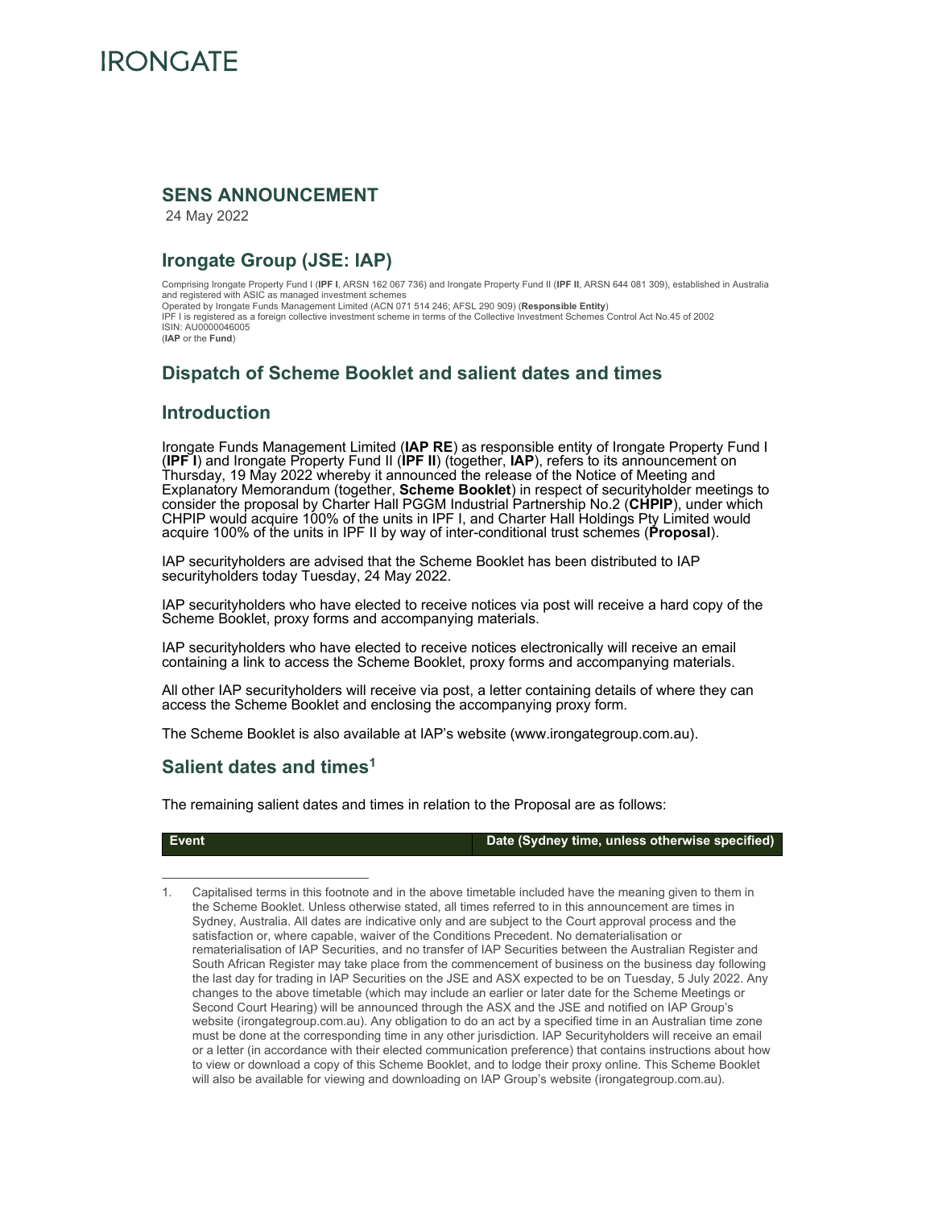IRONGATE

## SENS ANNOUNCEMENT

24 May 2022

## Irongate Group (JSE: IAP)

Comprising Irongate Property Fund I (**IPF I**, ARSN 162 067 736) and Irongate Property Fund II (**IPF II**, ARSN 644 081 309), established in Australia and registered with ASIC as managed investment schemes
Operated by Irongate Funds Management Limited (ACN 071 514 246; AFSL 290 909) (**Responsible Entity**)
IPF I is registered as a foreign collective investment scheme in terms of the Collective Investment Schemes Control Act No.45 of 2002
ISIN: AU0000046005
(**IAP** or the **Fund**)

## Dispatch of Scheme Booklet and salient dates and times

## Introduction

Irongate Funds Management Limited (**IAP RE**) as responsible entity of Irongate Property Fund I (**IPF I**) and Irongate Property Fund II (**IPF II**) (together, **IAP**), refers to its announcement on Thursday, 19 May 2022 whereby it announced the release of the Notice of Meeting and Explanatory Memorandum (together, **Scheme Booklet**) in respect of securityholder meetings to consider the proposal by Charter Hall PGGM Industrial Partnership No.2 (**CHPIP**), under which CHPIP would acquire 100% of the units in IPF I, and Charter Hall Holdings Pty Limited would acquire 100% of the units in IPF II by way of inter-conditional trust schemes (**Proposal**).

IAP securityholders are advised that the Scheme Booklet has been distributed to IAP securityholders today Tuesday, 24 May 2022.

IAP securityholders who have elected to receive notices via post will receive a hard copy of the Scheme Booklet, proxy forms and accompanying materials.

IAP securityholders who have elected to receive notices electronically will receive an email containing a link to access the Scheme Booklet, proxy forms and accompanying materials.

All other IAP securityholders will receive via post, a letter containing details of where they can access the Scheme Booklet and enclosing the accompanying proxy form.

The Scheme Booklet is also available at IAP's website (www.irongategroup.com.au).

## Salient dates and times[1]

The remaining salient dates and times in relation to the Proposal are as follows:

| Event | Date (Sydney time, unless otherwise specified) |
|---|---|

1. Capitalised terms in this footnote and in the above timetable included have the meaning given to them in the Scheme Booklet. Unless otherwise stated, all times referred to in this announcement are times in Sydney, Australia. All dates are indicative only and are subject to the Court approval process and the satisfaction or, where capable, waiver of the Conditions Precedent. No dematerialisation or rematerialisation of IAP Securities, and no transfer of IAP Securities between the Australian Register and South African Register may take place from the commencement of business on the business day following the last day for trading in IAP Securities on the JSE and ASX expected to be on Tuesday, 5 July 2022. Any changes to the above timetable (which may include an earlier or later date for the Scheme Meetings or Second Court Hearing) will be announced through the ASX and the JSE and notified on IAP Group's website (irongategroup.com.au). Any obligation to do an act by a specified time in an Australian time zone must be done at the corresponding time in any other jurisdiction. IAP Securityholders will receive an email or a letter (in accordance with their elected communication preference) that contains instructions about how to view or download a copy of this Scheme Booklet, and to lodge their proxy online. This Scheme Booklet will also be available for viewing and downloading on IAP Group's website (irongategroup.com.au).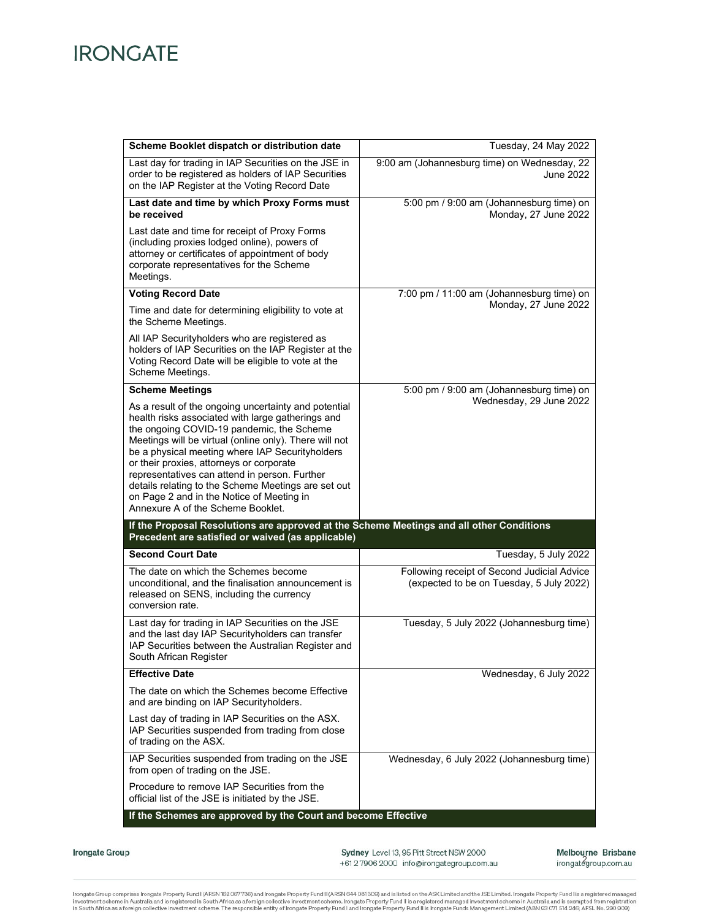| Scheme Booklet dispatch or distribution date | Tuesday, 24 May 2022 |
|---|---|
| Last day for trading in IAP Securities on the JSE in order to be registered as holders of IAP Securities on the IAP Register at the Voting Record Date | 9:00 am (Johannesburg time) on Wednesday, 22 June 2022 |
| **Last date and time by which Proxy Forms must be received**<br>Last date and time for receipt of Proxy Forms (including proxies lodged online), powers of attorney or certificates of appointment of body corporate representatives for the Scheme Meetings. | 5:00 pm / 9:00 am (Johannesburg time) on Monday, 27 June 2022 |
| **Voting Record Date**<br>Time and date for determining eligibility to vote at the Scheme Meetings.<br>All IAP Securityholders who are registered as holders of IAP Securities on the IAP Register at the Voting Record Date will be eligible to vote at the Scheme Meetings. | 7:00 pm / 11:00 am (Johannesburg time) on Monday, 27 June 2022 |
| **Scheme Meetings**<br>As a result of the ongoing uncertainty and potential health risks associated with large gatherings and the ongoing COVID-19 pandemic, the Scheme Meetings will be virtual (online only). There will not be a physical meeting where IAP Securityholders or their proxies, attorneys or corporate representatives can attend in person. Further details relating to the Scheme Meetings are set out on Page 2 and in the Notice of Meeting in Annexure A of the Scheme Booklet. | 5:00 pm / 9:00 am (Johannesburg time) on Wednesday, 29 June 2022 |
| **If the Proposal Resolutions are approved at the Scheme Meetings and all other Conditions Precedent are satisfied or waived (as applicable)** | |
| **Second Court Date** | Tuesday, 5 July 2022 |
| The date on which the Schemes become unconditional, and the finalisation announcement is released on SENS, including the currency conversion rate. | Following receipt of Second Judicial Advice (expected to be on Tuesday, 5 July 2022) |
| Last day for trading in IAP Securities on the JSE and the last day IAP Securityholders can transfer IAP Securities between the Australian Register and South African Register | Tuesday, 5 July 2022 (Johannesburg time) |
| **Effective Date**<br>The date on which the Schemes become Effective and are binding on IAP Securityholders.<br>Last day of trading in IAP Securities on the ASX. IAP Securities suspended from trading from close of trading on the ASX. | Wednesday, 6 July 2022 |
| IAP Securities suspended from trading on the JSE from open of trading on the JSE.<br>Procedure to remove IAP Securities from the official list of the JSE is initiated by the JSE. | Wednesday, 6 July 2022 (Johannesburg time) |
| **If the Schemes are approved by the Court and become Effective** | |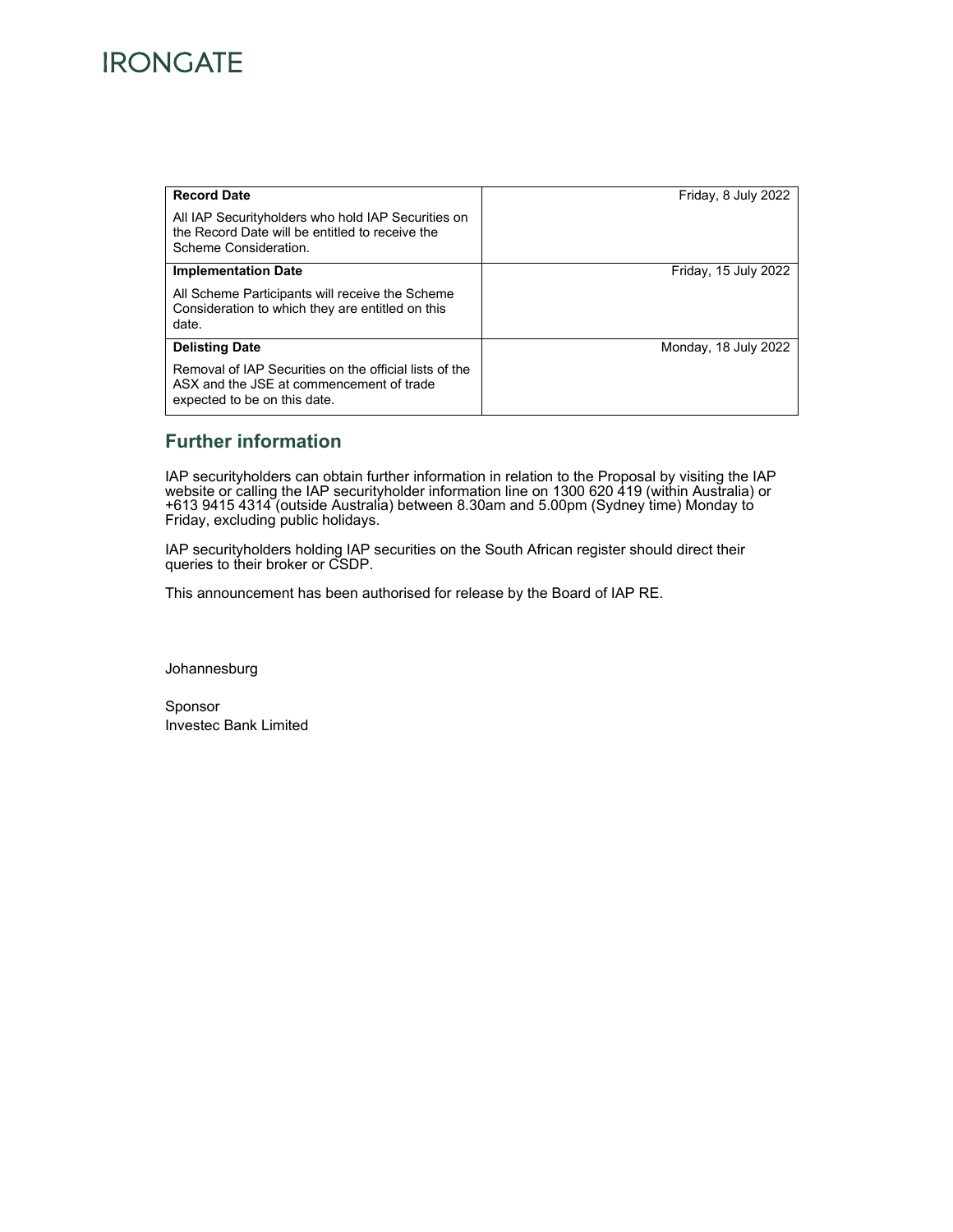| | |
|---|---|
| **Record Date**<br><br>All IAP Securityholders who hold IAP Securities on the Record Date will be entitled to receive the Scheme Consideration. | Friday, 8 July 2022 |
| **Implementation Date**<br><br>All Scheme Participants will receive the Scheme Consideration to which they are entitled on this date. | Friday, 15 July 2022 |
| **Delisting Date**<br><br>Removal of IAP Securities on the official lists of the ASX and the JSE at commencement of trade expected to be on this date. | Monday, 18 July 2022 |

## Further information

IAP securityholders can obtain further information in relation to the Proposal by visiting the IAP website or calling the IAP securityholder information line on 1300 620 419 (within Australia) or +613 9415 4314 (outside Australia) between 8.30am and 5.00pm (Sydney time) Monday to Friday, excluding public holidays.

IAP securityholders holding IAP securities on the South African register should direct their queries to their broker or CSDP.

This announcement has been authorised for release by the Board of IAP RE.

Johannesburg

Sponsor
Investec Bank Limited